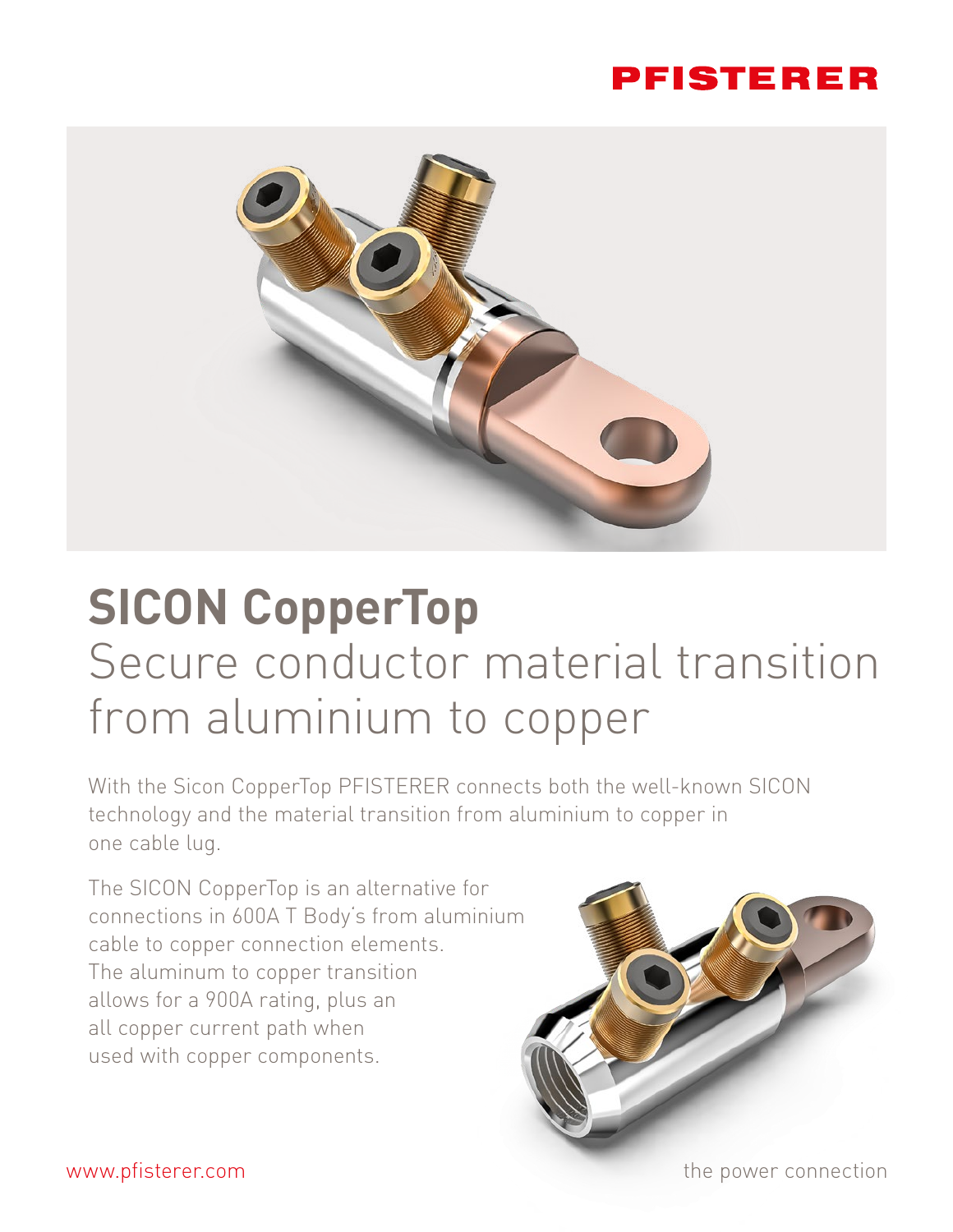PFISTERER

# SICON CopperTop

## Secure conductor material transition from aluminium to copper

With the Sicon CopperTop PFISTERER connects both the well-known SICON technology and the material transition from aluminium to copper in one cable lug.

The SICON CopperTop is an alternative for connections in 600A T Body's from aluminium cable to copper connection elements. The aluminum to copper transition allows for a 900A rating, plus an all copper current path when used with copper components.

www.pfisterer.com

the power connection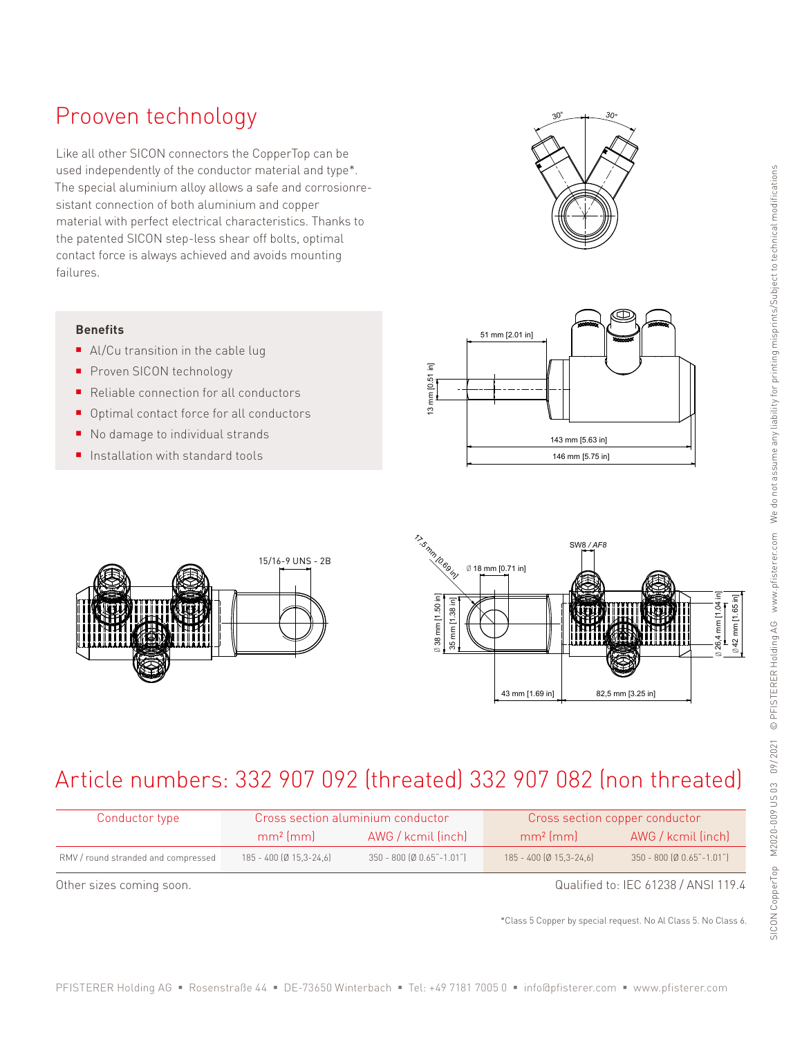# Prooven technology

Like all other SICON connectors the CopperTop can be used independently of the conductor material and type*. The special aluminium alloy allows a safe and corrosionresistant connection of both aluminium and copper material with perfect electrical characteristics. Thanks to the patented SICON step-less shear off bolts, optimal contact force is always achieved and avoids mounting failures.

**Benefits**

- Al/Cu transition in the cable lug
- Proven SICON technology
- Reliable connection for all conductors
- Optimal contact force for all conductors
- No damage to individual strands
- Installation with standard tools

30°
30°

51 mm [2.01 in]
13 mm [0.51 in]
143 mm [5.63 in]
146 mm [5.75 in]

15/16-9 UNS - 2B

17,5 mm [0.69 in]
Ø 18 mm [0.71 in]
SW8 / AF8
Ø 38 mm [1.50 in]
35 mm [1.38 in]
Ø 26,4 mm [1.04 in]
Ø 42 mm [1.65 in]
43 mm [1.69 in]
82,5 mm [3.25 in]

# Article numbers: 332 907 092 (threated) 332 907 082 (non threated)

| Conductor type | Cross section aluminium conductor | | Cross section copper conductor | |
|---|---|---|---|---|
| | mm² (mm) | AWG / kcmil (inch) | mm² (mm) | AWG / kcmil (inch) |
| RMV / round stranded and compressed | 185 - 400 (Ø 15,3-24,6) | 350 - 800 (Ø 0.65"-1.01") | 185 - 400 (Ø 15,3-24,6) | 350 - 800 (Ø 0.65"-1.01") |

Other sizes coming soon.

Qualified to: IEC 61238 / ANSI 119.4

*Class 5 Copper by special request. No Al Class 5. No Class 6.

SICON CopperTop M2020-009 US 03 09/2021 © PFISTERER Holding AG www.pfisterer.com We do not assume any liability for printing misprints/Subject to technical modifications

PFISTERER Holding AG ▪ Rosenstraße 44 ▪ DE-73650 Winterbach ▪ Tel: +49 7181 7005 0 ▪ info@pfisterer.com ▪ www.pfisterer.com